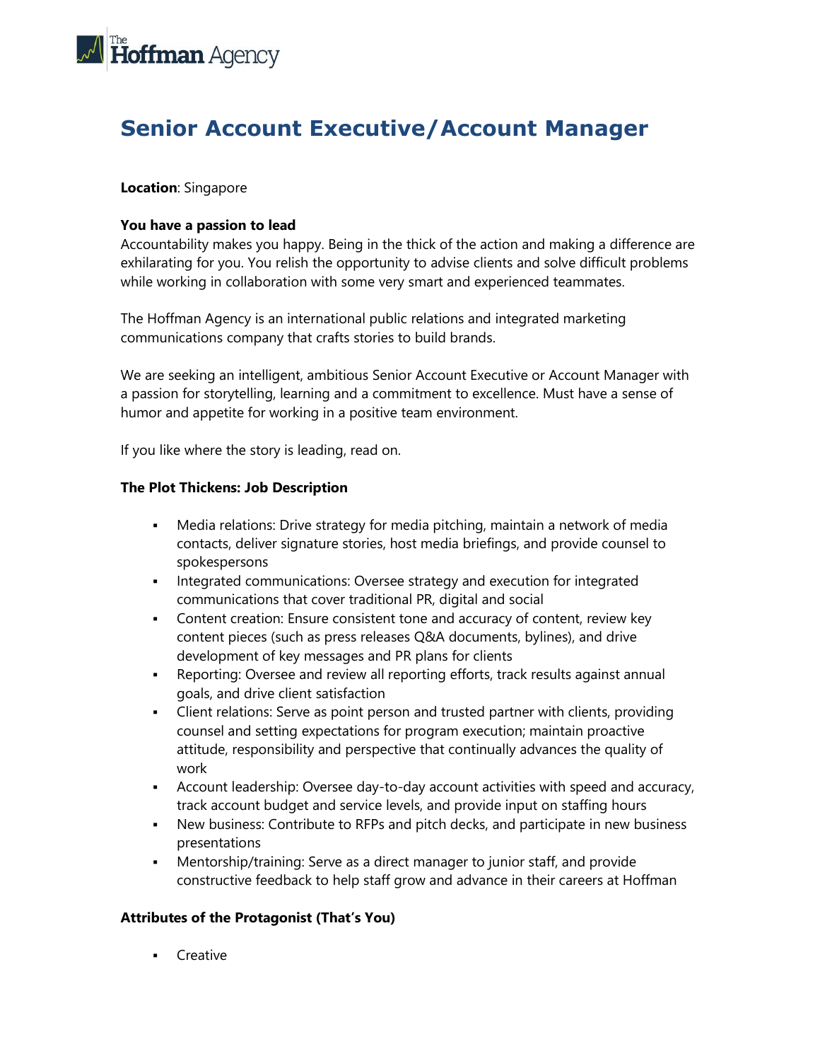# Senior Account Executive/Account Manager

**Location**: Singapore

**You have a passion to lead**

Accountability makes you happy. Being in the thick of the action and making a difference are exhilarating for you. You relish the opportunity to advise clients and solve difficult problems while working in collaboration with some very smart and experienced teammates.

The Hoffman Agency is an international public relations and integrated marketing communications company that crafts stories to build brands.

We are seeking an intelligent, ambitious Senior Account Executive or Account Manager with a passion for storytelling, learning and a commitment to excellence. Must have a sense of humor and appetite for working in a positive team environment.

If you like where the story is leading, read on.

**The Plot Thickens: Job Description**

- Media relations: Drive strategy for media pitching, maintain a network of media contacts, deliver signature stories, host media briefings, and provide counsel to spokespersons
- Integrated communications: Oversee strategy and execution for integrated communications that cover traditional PR, digital and social
- Content creation: Ensure consistent tone and accuracy of content, review key content pieces (such as press releases Q&A documents, bylines), and drive development of key messages and PR plans for clients
- Reporting: Oversee and review all reporting efforts, track results against annual goals, and drive client satisfaction
- Client relations: Serve as point person and trusted partner with clients, providing counsel and setting expectations for program execution; maintain proactive attitude, responsibility and perspective that continually advances the quality of work
- Account leadership: Oversee day-to-day account activities with speed and accuracy, track account budget and service levels, and provide input on staffing hours
- New business: Contribute to RFPs and pitch decks, and participate in new business presentations
- Mentorship/training: Serve as a direct manager to junior staff, and provide constructive feedback to help staff grow and advance in their careers at Hoffman

**Attributes of the Protagonist (That's You)**

- Creative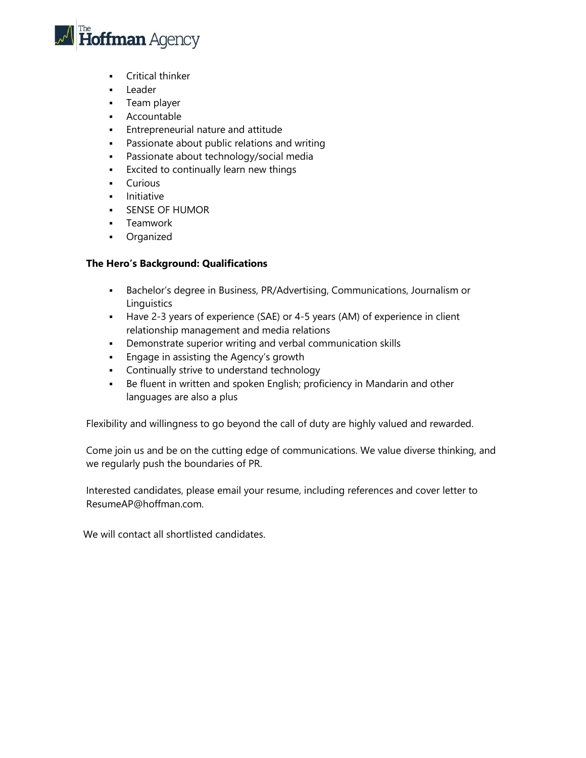- Critical thinker
- Leader
- Team player
- Accountable
- Entrepreneurial nature and attitude
- Passionate about public relations and writing
- Passionate about technology/social media
- Excited to continually learn new things
- Curious
- Initiative
- SENSE OF HUMOR
- Teamwork
- Organized

**The Hero's Background: Qualifications**

- Bachelor's degree in Business, PR/Advertising, Communications, Journalism or Linguistics
- Have 2-3 years of experience (SAE) or 4-5 years (AM) of experience in client relationship management and media relations
- Demonstrate superior writing and verbal communication skills
- Engage in assisting the Agency's growth
- Continually strive to understand technology
- Be fluent in written and spoken English; proficiency in Mandarin and other languages are also a plus

Flexibility and willingness to go beyond the call of duty are highly valued and rewarded.

Come join us and be on the cutting edge of communications. We value diverse thinking, and we regularly push the boundaries of PR.

Interested candidates, please email your resume, including references and cover letter to ResumeAP@hoffman.com.

We will contact all shortlisted candidates.